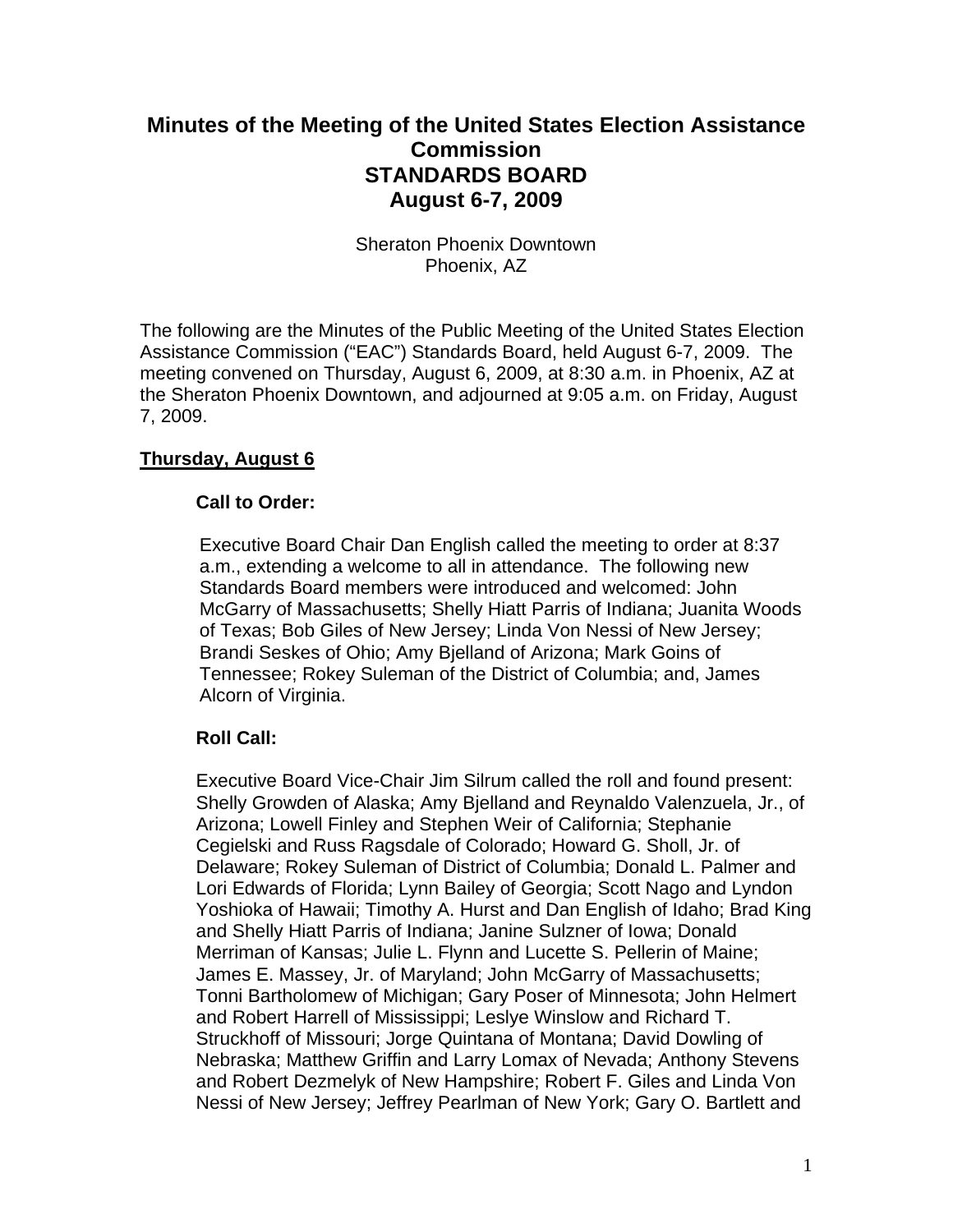# Minutes of the Meeting of the United States Election Assistance Commission
# STANDARDS BOARD
# August 6-7, 2009

Sheraton Phoenix Downtown
Phoenix, AZ

The following are the Minutes of the Public Meeting of the United States Election Assistance Commission ("EAC") Standards Board, held August 6-7, 2009. The meeting convened on Thursday, August 6, 2009, at 8:30 a.m. in Phoenix, AZ at the Sheraton Phoenix Downtown, and adjourned at 9:05 a.m. on Friday, August 7, 2009.

## Thursday, August 6

### Call to Order:

Executive Board Chair Dan English called the meeting to order at 8:37 a.m., extending a welcome to all in attendance. The following new Standards Board members were introduced and welcomed: John McGarry of Massachusetts; Shelly Hiatt Parris of Indiana; Juanita Woods of Texas; Bob Giles of New Jersey; Linda Von Nessi of New Jersey; Brandi Seskes of Ohio; Amy Bjelland of Arizona; Mark Goins of Tennessee; Rokey Suleman of the District of Columbia; and, James Alcorn of Virginia.

### Roll Call:

Executive Board Vice-Chair Jim Silrum called the roll and found present: Shelly Growden of Alaska; Amy Bjelland and Reynaldo Valenzuela, Jr., of Arizona; Lowell Finley and Stephen Weir of California; Stephanie Cegielski and Russ Ragsdale of Colorado; Howard G. Sholl, Jr. of Delaware; Rokey Suleman of District of Columbia; Donald L. Palmer and Lori Edwards of Florida; Lynn Bailey of Georgia; Scott Nago and Lyndon Yoshioka of Hawaii; Timothy A. Hurst and Dan English of Idaho; Brad King and Shelly Hiatt Parris of Indiana; Janine Sulzner of Iowa; Donald Merriman of Kansas; Julie L. Flynn and Lucette S. Pellerin of Maine; James E. Massey, Jr. of Maryland; John McGarry of Massachusetts; Tonni Bartholomew of Michigan; Gary Poser of Minnesota; John Helmert and Robert Harrell of Mississippi; Leslye Winslow and Richard T. Struckhoff of Missouri; Jorge Quintana of Montana; David Dowling of Nebraska; Matthew Griffin and Larry Lomax of Nevada; Anthony Stevens and Robert Dezmelyk of New Hampshire; Robert F. Giles and Linda Von Nessi of New Jersey; Jeffrey Pearlman of New York; Gary O. Bartlett and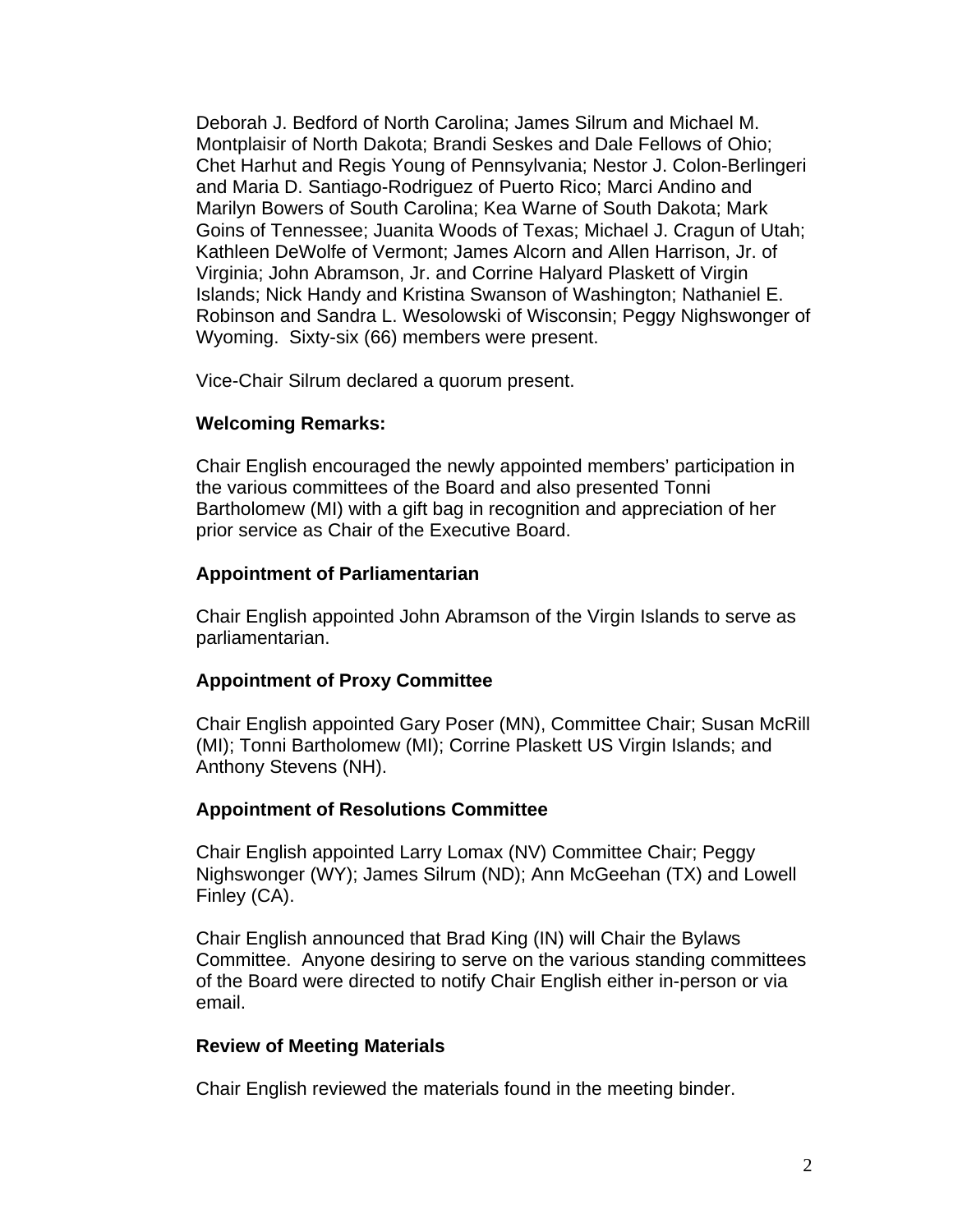Deborah J. Bedford of North Carolina; James Silrum and Michael M. Montplaisir of North Dakota; Brandi Seskes and Dale Fellows of Ohio; Chet Harhut and Regis Young of Pennsylvania; Nestor J. Colon-Berlingeri and Maria D. Santiago-Rodriguez of Puerto Rico; Marci Andino and Marilyn Bowers of South Carolina; Kea Warne of South Dakota; Mark Goins of Tennessee; Juanita Woods of Texas; Michael J. Cragun of Utah; Kathleen DeWolfe of Vermont; James Alcorn and Allen Harrison, Jr. of Virginia; John Abramson, Jr. and Corrine Halyard Plaskett of Virgin Islands; Nick Handy and Kristina Swanson of Washington; Nathaniel E. Robinson and Sandra L. Wesolowski of Wisconsin; Peggy Nighswonger of Wyoming. Sixty-six (66) members were present.

Vice-Chair Silrum declared a quorum present.

**Welcoming Remarks:**

Chair English encouraged the newly appointed members' participation in the various committees of the Board and also presented Tonni Bartholomew (MI) with a gift bag in recognition and appreciation of her prior service as Chair of the Executive Board.

**Appointment of Parliamentarian**

Chair English appointed John Abramson of the Virgin Islands to serve as parliamentarian.

**Appointment of Proxy Committee**

Chair English appointed Gary Poser (MN), Committee Chair; Susan McRill (MI); Tonni Bartholomew (MI); Corrine Plaskett US Virgin Islands; and Anthony Stevens (NH).

**Appointment of Resolutions Committee**

Chair English appointed Larry Lomax (NV) Committee Chair; Peggy Nighswonger (WY); James Silrum (ND); Ann McGeehan (TX) and Lowell Finley (CA).

Chair English announced that Brad King (IN) will Chair the Bylaws Committee. Anyone desiring to serve on the various standing committees of the Board were directed to notify Chair English either in-person or via email.

**Review of Meeting Materials**

Chair English reviewed the materials found in the meeting binder.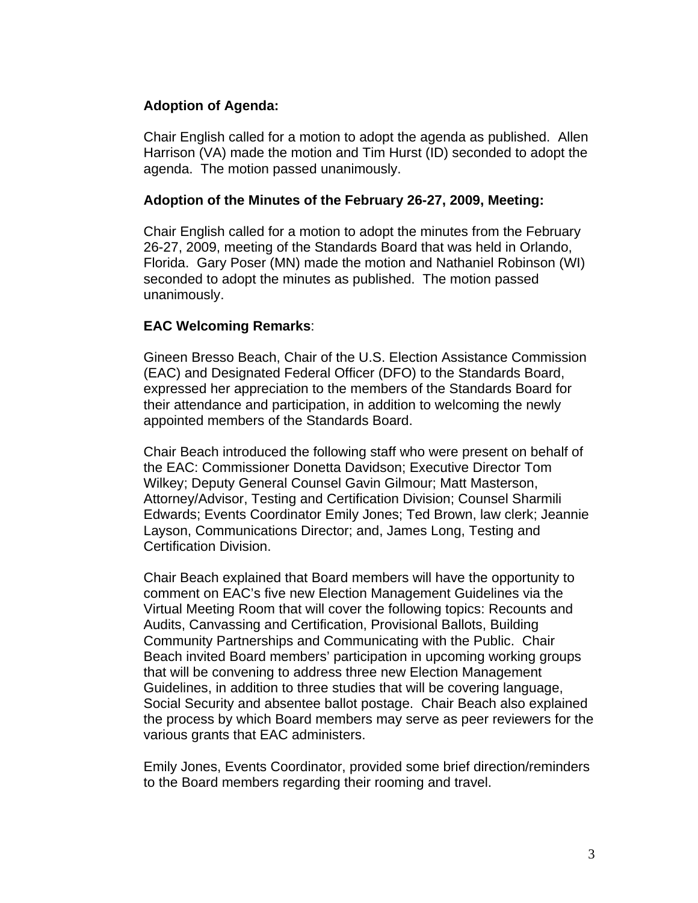**Adoption of Agenda:**

Chair English called for a motion to adopt the agenda as published. Allen Harrison (VA) made the motion and Tim Hurst (ID) seconded to adopt the agenda. The motion passed unanimously.

**Adoption of the Minutes of the February 26-27, 2009, Meeting:**

Chair English called for a motion to adopt the minutes from the February 26-27, 2009, meeting of the Standards Board that was held in Orlando, Florida. Gary Poser (MN) made the motion and Nathaniel Robinson (WI) seconded to adopt the minutes as published. The motion passed unanimously.

**EAC Welcoming Remarks**:

Gineen Bresso Beach, Chair of the U.S. Election Assistance Commission (EAC) and Designated Federal Officer (DFO) to the Standards Board, expressed her appreciation to the members of the Standards Board for their attendance and participation, in addition to welcoming the newly appointed members of the Standards Board.

Chair Beach introduced the following staff who were present on behalf of the EAC: Commissioner Donetta Davidson; Executive Director Tom Wilkey; Deputy General Counsel Gavin Gilmour; Matt Masterson, Attorney/Advisor, Testing and Certification Division; Counsel Sharmili Edwards; Events Coordinator Emily Jones; Ted Brown, law clerk; Jeannie Layson, Communications Director; and, James Long, Testing and Certification Division.

Chair Beach explained that Board members will have the opportunity to comment on EAC's five new Election Management Guidelines via the Virtual Meeting Room that will cover the following topics: Recounts and Audits, Canvassing and Certification, Provisional Ballots, Building Community Partnerships and Communicating with the Public. Chair Beach invited Board members' participation in upcoming working groups that will be convening to address three new Election Management Guidelines, in addition to three studies that will be covering language, Social Security and absentee ballot postage. Chair Beach also explained the process by which Board members may serve as peer reviewers for the various grants that EAC administers.

Emily Jones, Events Coordinator, provided some brief direction/reminders to the Board members regarding their rooming and travel.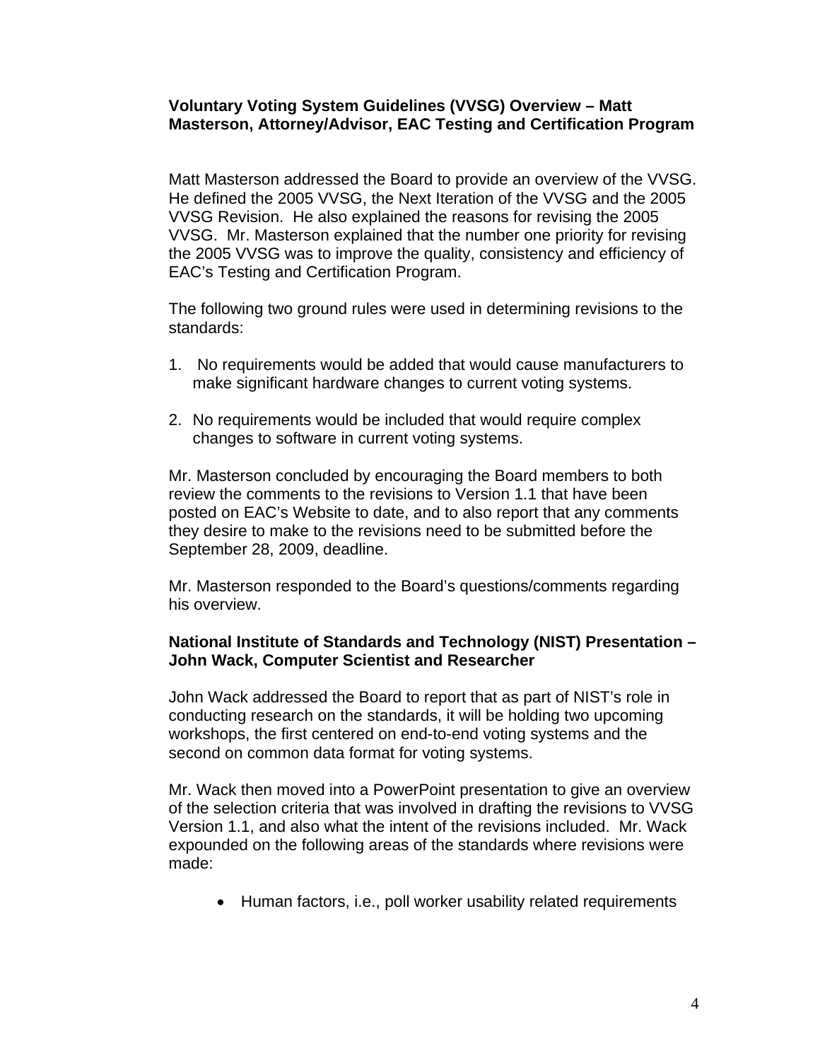**Voluntary Voting System Guidelines (VVSG) Overview – Matt Masterson, Attorney/Advisor, EAC Testing and Certification Program**

Matt Masterson addressed the Board to provide an overview of the VVSG. He defined the 2005 VVSG, the Next Iteration of the VVSG and the 2005 VVSG Revision. He also explained the reasons for revising the 2005 VVSG. Mr. Masterson explained that the number one priority for revising the 2005 VVSG was to improve the quality, consistency and efficiency of EAC's Testing and Certification Program.

The following two ground rules were used in determining revisions to the standards:

1. No requirements would be added that would cause manufacturers to make significant hardware changes to current voting systems.

2. No requirements would be included that would require complex changes to software in current voting systems.

Mr. Masterson concluded by encouraging the Board members to both review the comments to the revisions to Version 1.1 that have been posted on EAC's Website to date, and to also report that any comments they desire to make to the revisions need to be submitted before the September 28, 2009, deadline.

Mr. Masterson responded to the Board's questions/comments regarding his overview.

**National Institute of Standards and Technology (NIST) Presentation – John Wack, Computer Scientist and Researcher**

John Wack addressed the Board to report that as part of NIST's role in conducting research on the standards, it will be holding two upcoming workshops, the first centered on end-to-end voting systems and the second on common data format for voting systems.

Mr. Wack then moved into a PowerPoint presentation to give an overview of the selection criteria that was involved in drafting the revisions to VVSG Version 1.1, and also what the intent of the revisions included. Mr. Wack expounded on the following areas of the standards where revisions were made:

- Human factors, i.e., poll worker usability related requirements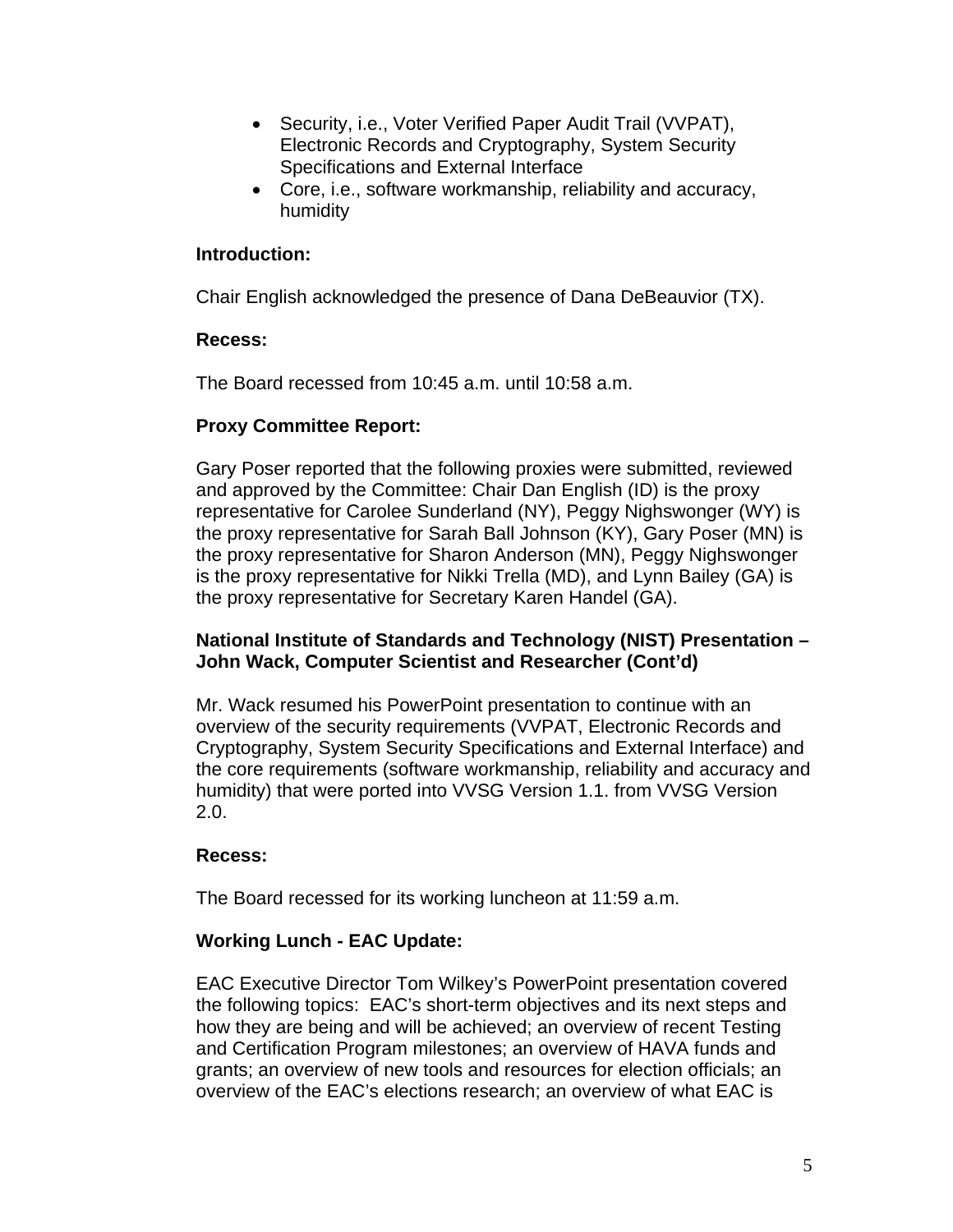- Security, i.e., Voter Verified Paper Audit Trail (VVPAT), Electronic Records and Cryptography, System Security Specifications and External Interface
- Core, i.e., software workmanship, reliability and accuracy, humidity

**Introduction:**

Chair English acknowledged the presence of Dana DeBeauvior (TX).

**Recess:**

The Board recessed from 10:45 a.m. until 10:58 a.m.

**Proxy Committee Report:**

Gary Poser reported that the following proxies were submitted, reviewed and approved by the Committee: Chair Dan English (ID) is the proxy representative for Carolee Sunderland (NY), Peggy Nighswonger (WY) is the proxy representative for Sarah Ball Johnson (KY), Gary Poser (MN) is the proxy representative for Sharon Anderson (MN), Peggy Nighswonger is the proxy representative for Nikki Trella (MD), and Lynn Bailey (GA) is the proxy representative for Secretary Karen Handel (GA).

**National Institute of Standards and Technology (NIST) Presentation – John Wack, Computer Scientist and Researcher (Cont'd)**

Mr. Wack resumed his PowerPoint presentation to continue with an overview of the security requirements (VVPAT, Electronic Records and Cryptography, System Security Specifications and External Interface) and the core requirements (software workmanship, reliability and accuracy and humidity) that were ported into VVSG Version 1.1. from VVSG Version 2.0.

**Recess:**

The Board recessed for its working luncheon at 11:59 a.m.

**Working Lunch - EAC Update:**

EAC Executive Director Tom Wilkey's PowerPoint presentation covered the following topics: EAC's short-term objectives and its next steps and how they are being and will be achieved; an overview of recent Testing and Certification Program milestones; an overview of HAVA funds and grants; an overview of new tools and resources for election officials; an overview of the EAC's elections research; an overview of what EAC is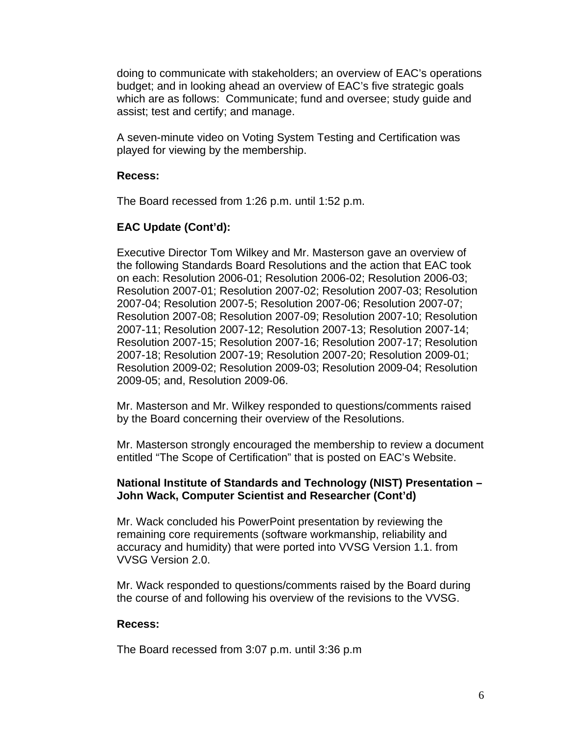doing to communicate with stakeholders; an overview of EAC's operations budget; and in looking ahead an overview of EAC's five strategic goals which are as follows: Communicate; fund and oversee; study guide and assist; test and certify; and manage.

A seven-minute video on Voting System Testing and Certification was played for viewing by the membership.

**Recess:**

The Board recessed from 1:26 p.m. until 1:52 p.m.

**EAC Update (Cont'd):**

Executive Director Tom Wilkey and Mr. Masterson gave an overview of the following Standards Board Resolutions and the action that EAC took on each: Resolution 2006-01; Resolution 2006-02; Resolution 2006-03; Resolution 2007-01; Resolution 2007-02; Resolution 2007-03; Resolution 2007-04; Resolution 2007-5; Resolution 2007-06; Resolution 2007-07; Resolution 2007-08; Resolution 2007-09; Resolution 2007-10; Resolution 2007-11; Resolution 2007-12; Resolution 2007-13; Resolution 2007-14; Resolution 2007-15; Resolution 2007-16; Resolution 2007-17; Resolution 2007-18; Resolution 2007-19; Resolution 2007-20; Resolution 2009-01; Resolution 2009-02; Resolution 2009-03; Resolution 2009-04; Resolution 2009-05; and, Resolution 2009-06.

Mr. Masterson and Mr. Wilkey responded to questions/comments raised by the Board concerning their overview of the Resolutions.

Mr. Masterson strongly encouraged the membership to review a document entitled "The Scope of Certification" that is posted on EAC's Website.

**National Institute of Standards and Technology (NIST) Presentation – John Wack, Computer Scientist and Researcher (Cont'd)**

Mr. Wack concluded his PowerPoint presentation by reviewing the remaining core requirements (software workmanship, reliability and accuracy and humidity) that were ported into VVSG Version 1.1. from VVSG Version 2.0.

Mr. Wack responded to questions/comments raised by the Board during the course of and following his overview of the revisions to the VVSG.

**Recess:**

The Board recessed from 3:07 p.m. until 3:36 p.m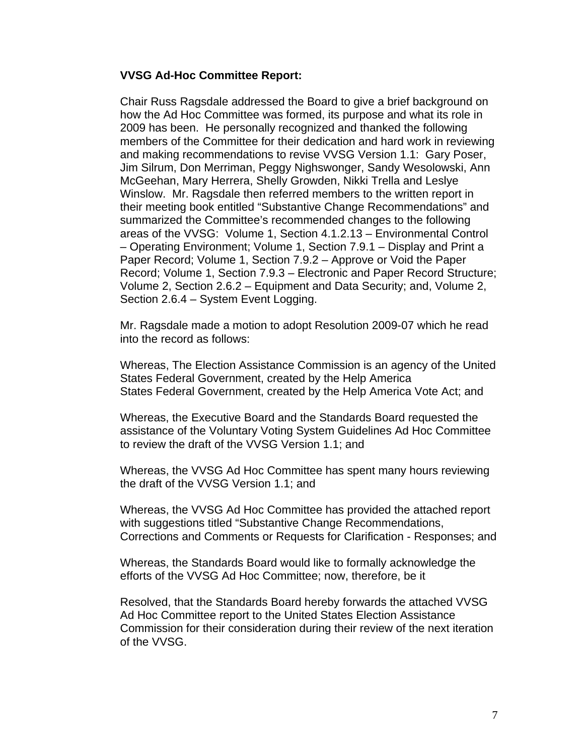**VVSG Ad-Hoc Committee Report:**

Chair Russ Ragsdale addressed the Board to give a brief background on how the Ad Hoc Committee was formed, its purpose and what its role in 2009 has been. He personally recognized and thanked the following members of the Committee for their dedication and hard work in reviewing and making recommendations to revise VVSG Version 1.1: Gary Poser, Jim Silrum, Don Merriman, Peggy Nighswonger, Sandy Wesolowski, Ann McGeehan, Mary Herrera, Shelly Growden, Nikki Trella and Leslye Winslow. Mr. Ragsdale then referred members to the written report in their meeting book entitled "Substantive Change Recommendations" and summarized the Committee's recommended changes to the following areas of the VVSG: Volume 1, Section 4.1.2.13 – Environmental Control – Operating Environment; Volume 1, Section 7.9.1 – Display and Print a Paper Record; Volume 1, Section 7.9.2 – Approve or Void the Paper Record; Volume 1, Section 7.9.3 – Electronic and Paper Record Structure; Volume 2, Section 2.6.2 – Equipment and Data Security; and, Volume 2, Section 2.6.4 – System Event Logging.

Mr. Ragsdale made a motion to adopt Resolution 2009-07 which he read into the record as follows:

Whereas, The Election Assistance Commission is an agency of the United States Federal Government, created by the Help America
States Federal Government, created by the Help America Vote Act; and

Whereas, the Executive Board and the Standards Board requested the assistance of the Voluntary Voting System Guidelines Ad Hoc Committee to review the draft of the VVSG Version 1.1; and

Whereas, the VVSG Ad Hoc Committee has spent many hours reviewing the draft of the VVSG Version 1.1; and

Whereas, the VVSG Ad Hoc Committee has provided the attached report with suggestions titled "Substantive Change Recommendations, Corrections and Comments or Requests for Clarification - Responses; and

Whereas, the Standards Board would like to formally acknowledge the efforts of the VVSG Ad Hoc Committee; now, therefore, be it

Resolved, that the Standards Board hereby forwards the attached VVSG Ad Hoc Committee report to the United States Election Assistance Commission for their consideration during their review of the next iteration of the VVSG.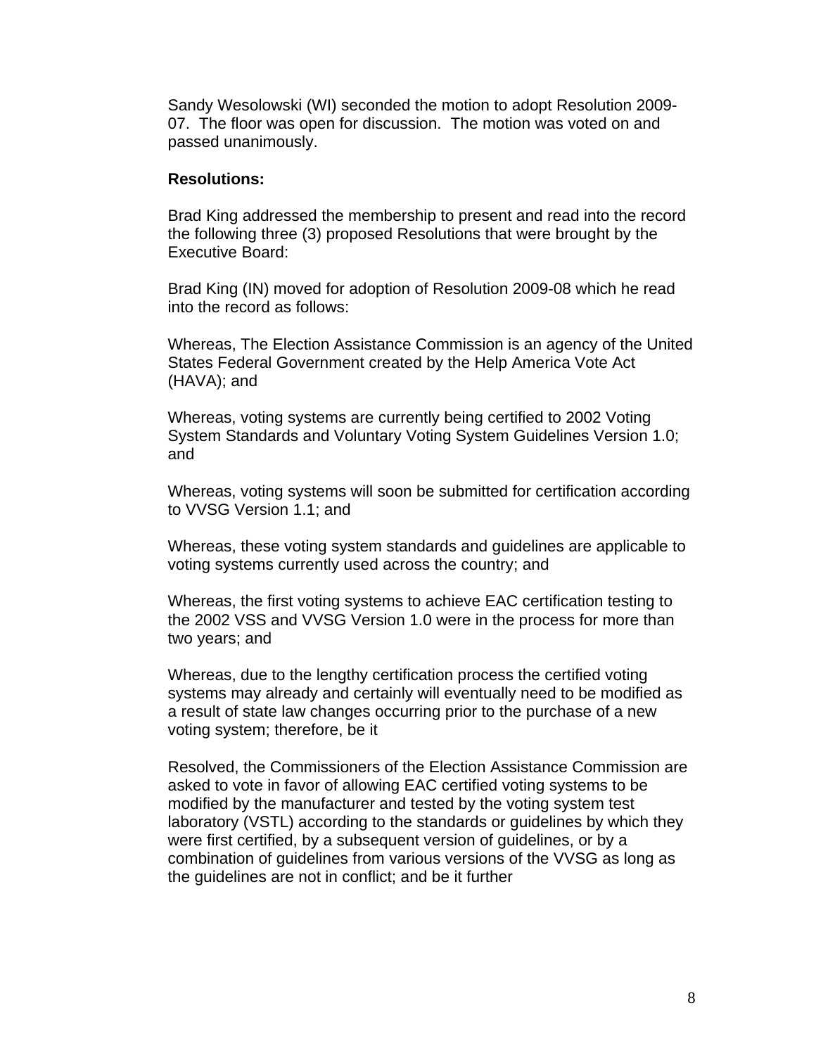Sandy Wesolowski (WI) seconded the motion to adopt Resolution 2009-07. The floor was open for discussion. The motion was voted on and passed unanimously.

**Resolutions:**

Brad King addressed the membership to present and read into the record the following three (3) proposed Resolutions that were brought by the Executive Board:

Brad King (IN) moved for adoption of Resolution 2009-08 which he read into the record as follows:

Whereas, The Election Assistance Commission is an agency of the United States Federal Government created by the Help America Vote Act (HAVA); and

Whereas, voting systems are currently being certified to 2002 Voting System Standards and Voluntary Voting System Guidelines Version 1.0; and

Whereas, voting systems will soon be submitted for certification according to VVSG Version 1.1; and

Whereas, these voting system standards and guidelines are applicable to voting systems currently used across the country; and

Whereas, the first voting systems to achieve EAC certification testing to the 2002 VSS and VVSG Version 1.0 were in the process for more than two years; and

Whereas, due to the lengthy certification process the certified voting systems may already and certainly will eventually need to be modified as a result of state law changes occurring prior to the purchase of a new voting system; therefore, be it

Resolved, the Commissioners of the Election Assistance Commission are asked to vote in favor of allowing EAC certified voting systems to be modified by the manufacturer and tested by the voting system test laboratory (VSTL) according to the standards or guidelines by which they were first certified, by a subsequent version of guidelines, or by a combination of guidelines from various versions of the VVSG as long as the guidelines are not in conflict; and be it further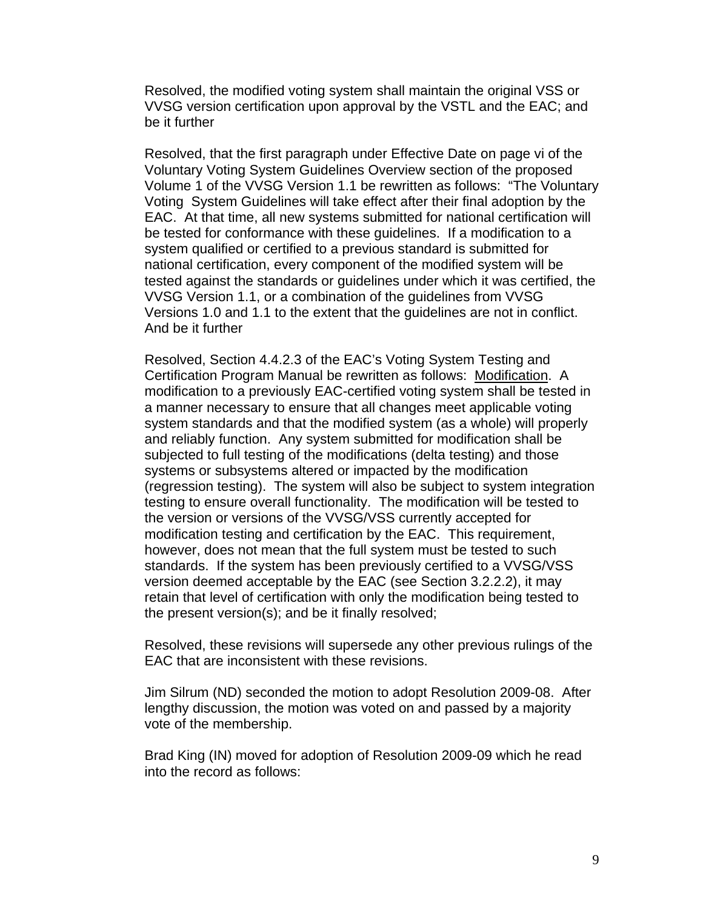Resolved, the modified voting system shall maintain the original VSS or VVSG version certification upon approval by the VSTL and the EAC; and be it further

Resolved, that the first paragraph under Effective Date on page vi of the Voluntary Voting System Guidelines Overview section of the proposed Volume 1 of the VVSG Version 1.1 be rewritten as follows: "The Voluntary Voting System Guidelines will take effect after their final adoption by the EAC. At that time, all new systems submitted for national certification will be tested for conformance with these guidelines. If a modification to a system qualified or certified to a previous standard is submitted for national certification, every component of the modified system will be tested against the standards or guidelines under which it was certified, the VVSG Version 1.1, or a combination of the guidelines from VVSG Versions 1.0 and 1.1 to the extent that the guidelines are not in conflict. And be it further

Resolved, Section 4.4.2.3 of the EAC's Voting System Testing and Certification Program Manual be rewritten as follows: Modification. A modification to a previously EAC-certified voting system shall be tested in a manner necessary to ensure that all changes meet applicable voting system standards and that the modified system (as a whole) will properly and reliably function. Any system submitted for modification shall be subjected to full testing of the modifications (delta testing) and those systems or subsystems altered or impacted by the modification (regression testing). The system will also be subject to system integration testing to ensure overall functionality. The modification will be tested to the version or versions of the VVSG/VSS currently accepted for modification testing and certification by the EAC. This requirement, however, does not mean that the full system must be tested to such standards. If the system has been previously certified to a VVSG/VSS version deemed acceptable by the EAC (see Section 3.2.2.2), it may retain that level of certification with only the modification being tested to the present version(s); and be it finally resolved;

Resolved, these revisions will supersede any other previous rulings of the EAC that are inconsistent with these revisions.

Jim Silrum (ND) seconded the motion to adopt Resolution 2009-08. After lengthy discussion, the motion was voted on and passed by a majority vote of the membership.

Brad King (IN) moved for adoption of Resolution 2009-09 which he read into the record as follows: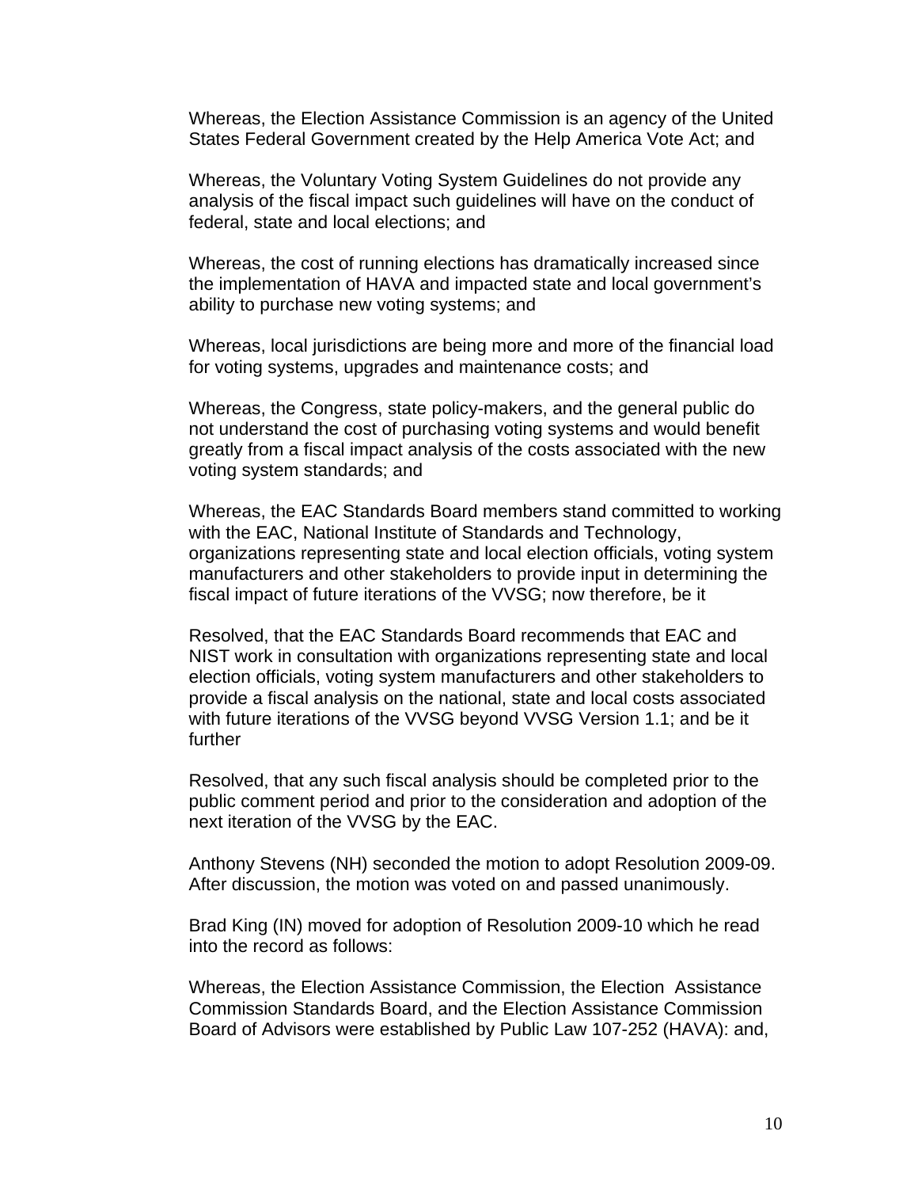Whereas, the Election Assistance Commission is an agency of the United States Federal Government created by the Help America Vote Act; and

Whereas, the Voluntary Voting System Guidelines do not provide any analysis of the fiscal impact such guidelines will have on the conduct of federal, state and local elections; and

Whereas, the cost of running elections has dramatically increased since the implementation of HAVA and impacted state and local government's ability to purchase new voting systems; and

Whereas, local jurisdictions are being more and more of the financial load for voting systems, upgrades and maintenance costs; and

Whereas, the Congress, state policy-makers, and the general public do not understand the cost of purchasing voting systems and would benefit greatly from a fiscal impact analysis of the costs associated with the new voting system standards; and

Whereas, the EAC Standards Board members stand committed to working with the EAC, National Institute of Standards and Technology, organizations representing state and local election officials, voting system manufacturers and other stakeholders to provide input in determining the fiscal impact of future iterations of the VVSG; now therefore, be it

Resolved, that the EAC Standards Board recommends that EAC and NIST work in consultation with organizations representing state and local election officials, voting system manufacturers and other stakeholders to provide a fiscal analysis on the national, state and local costs associated with future iterations of the VVSG beyond VVSG Version 1.1; and be it further

Resolved, that any such fiscal analysis should be completed prior to the public comment period and prior to the consideration and adoption of the next iteration of the VVSG by the EAC.

Anthony Stevens (NH) seconded the motion to adopt Resolution 2009-09. After discussion, the motion was voted on and passed unanimously.

Brad King (IN) moved for adoption of Resolution 2009-10 which he read into the record as follows:

Whereas, the Election Assistance Commission, the Election Assistance Commission Standards Board, and the Election Assistance Commission Board of Advisors were established by Public Law 107-252 (HAVA): and,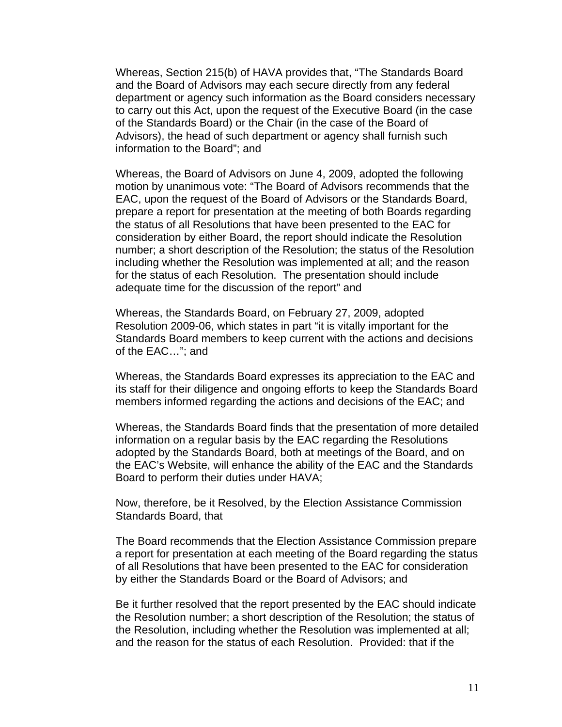Whereas, Section 215(b) of HAVA provides that, “The Standards Board and the Board of Advisors may each secure directly from any federal department or agency such information as the Board considers necessary to carry out this Act, upon the request of the Executive Board (in the case of the Standards Board) or the Chair (in the case of the Board of Advisors), the head of such department or agency shall furnish such information to the Board”; and

Whereas, the Board of Advisors on June 4, 2009, adopted the following motion by unanimous vote: “The Board of Advisors recommends that the EAC, upon the request of the Board of Advisors or the Standards Board, prepare a report for presentation at the meeting of both Boards regarding the status of all Resolutions that have been presented to the EAC for consideration by either Board, the report should indicate the Resolution number; a short description of the Resolution; the status of the Resolution including whether the Resolution was implemented at all; and the reason for the status of each Resolution. The presentation should include adequate time for the discussion of the report” and

Whereas, the Standards Board, on February 27, 2009, adopted Resolution 2009-06, which states in part “it is vitally important for the Standards Board members to keep current with the actions and decisions of the EAC…”; and

Whereas, the Standards Board expresses its appreciation to the EAC and its staff for their diligence and ongoing efforts to keep the Standards Board members informed regarding the actions and decisions of the EAC; and

Whereas, the Standards Board finds that the presentation of more detailed information on a regular basis by the EAC regarding the Resolutions adopted by the Standards Board, both at meetings of the Board, and on the EAC’s Website, will enhance the ability of the EAC and the Standards Board to perform their duties under HAVA;

Now, therefore, be it Resolved, by the Election Assistance Commission Standards Board, that

The Board recommends that the Election Assistance Commission prepare a report for presentation at each meeting of the Board regarding the status of all Resolutions that have been presented to the EAC for consideration by either the Standards Board or the Board of Advisors; and

Be it further resolved that the report presented by the EAC should indicate the Resolution number; a short description of the Resolution; the status of the Resolution, including whether the Resolution was implemented at all; and the reason for the status of each Resolution. Provided: that if the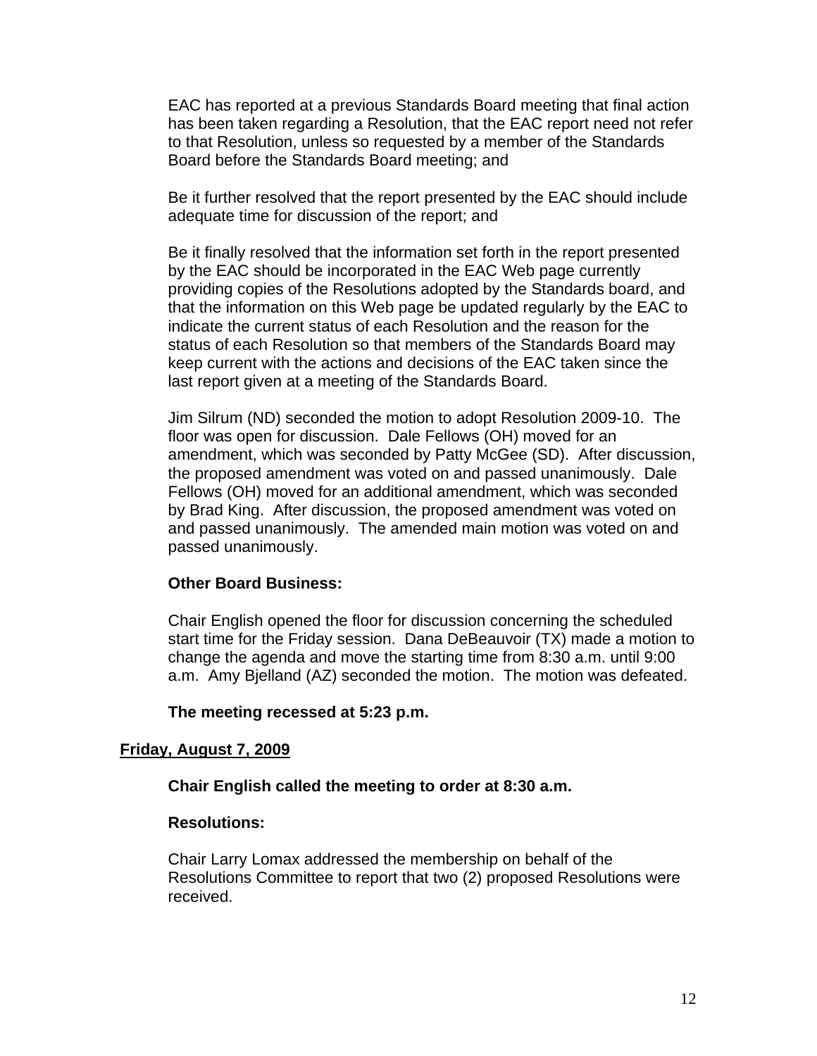EAC has reported at a previous Standards Board meeting that final action has been taken regarding a Resolution, that the EAC report need not refer to that Resolution, unless so requested by a member of the Standards Board before the Standards Board meeting; and

Be it further resolved that the report presented by the EAC should include adequate time for discussion of the report; and

Be it finally resolved that the information set forth in the report presented by the EAC should be incorporated in the EAC Web page currently providing copies of the Resolutions adopted by the Standards board, and that the information on this Web page be updated regularly by the EAC to indicate the current status of each Resolution and the reason for the status of each Resolution so that members of the Standards Board may keep current with the actions and decisions of the EAC taken since the last report given at a meeting of the Standards Board.

Jim Silrum (ND) seconded the motion to adopt Resolution 2009-10. The floor was open for discussion. Dale Fellows (OH) moved for an amendment, which was seconded by Patty McGee (SD). After discussion, the proposed amendment was voted on and passed unanimously. Dale Fellows (OH) moved for an additional amendment, which was seconded by Brad King. After discussion, the proposed amendment was voted on and passed unanimously. The amended main motion was voted on and passed unanimously.

**Other Board Business:**

Chair English opened the floor for discussion concerning the scheduled start time for the Friday session. Dana DeBeauvoir (TX) made a motion to change the agenda and move the starting time from 8:30 a.m. until 9:00 a.m. Amy Bjelland (AZ) seconded the motion. The motion was defeated.

**The meeting recessed at 5:23 p.m.**

## Friday, August 7, 2009

**Chair English called the meeting to order at 8:30 a.m.**

**Resolutions:**

Chair Larry Lomax addressed the membership on behalf of the Resolutions Committee to report that two (2) proposed Resolutions were received.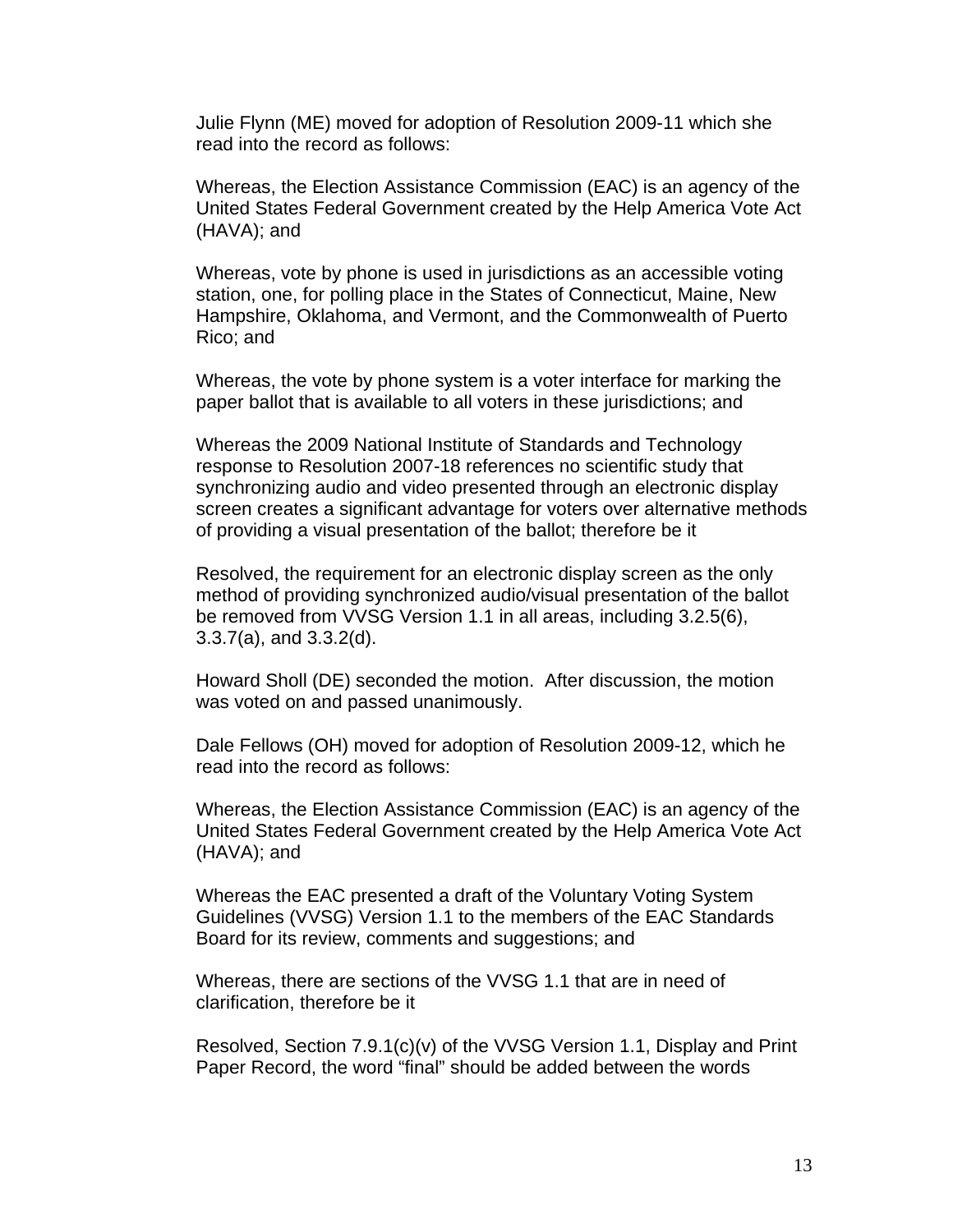Julie Flynn (ME) moved for adoption of Resolution 2009-11 which she read into the record as follows:

Whereas, the Election Assistance Commission (EAC) is an agency of the United States Federal Government created by the Help America Vote Act (HAVA); and

Whereas, vote by phone is used in jurisdictions as an accessible voting station, one, for polling place in the States of Connecticut, Maine, New Hampshire, Oklahoma, and Vermont, and the Commonwealth of Puerto Rico; and

Whereas, the vote by phone system is a voter interface for marking the paper ballot that is available to all voters in these jurisdictions; and

Whereas the 2009 National Institute of Standards and Technology response to Resolution 2007-18 references no scientific study that synchronizing audio and video presented through an electronic display screen creates a significant advantage for voters over alternative methods of providing a visual presentation of the ballot; therefore be it

Resolved, the requirement for an electronic display screen as the only method of providing synchronized audio/visual presentation of the ballot be removed from VVSG Version 1.1 in all areas, including 3.2.5(6), 3.3.7(a), and 3.3.2(d).

Howard Sholl (DE) seconded the motion. After discussion, the motion was voted on and passed unanimously.

Dale Fellows (OH) moved for adoption of Resolution 2009-12, which he read into the record as follows:

Whereas, the Election Assistance Commission (EAC) is an agency of the United States Federal Government created by the Help America Vote Act (HAVA); and

Whereas the EAC presented a draft of the Voluntary Voting System Guidelines (VVSG) Version 1.1 to the members of the EAC Standards Board for its review, comments and suggestions; and

Whereas, there are sections of the VVSG 1.1 that are in need of clarification, therefore be it

Resolved, Section 7.9.1(c)(v) of the VVSG Version 1.1, Display and Print Paper Record, the word "final" should be added between the words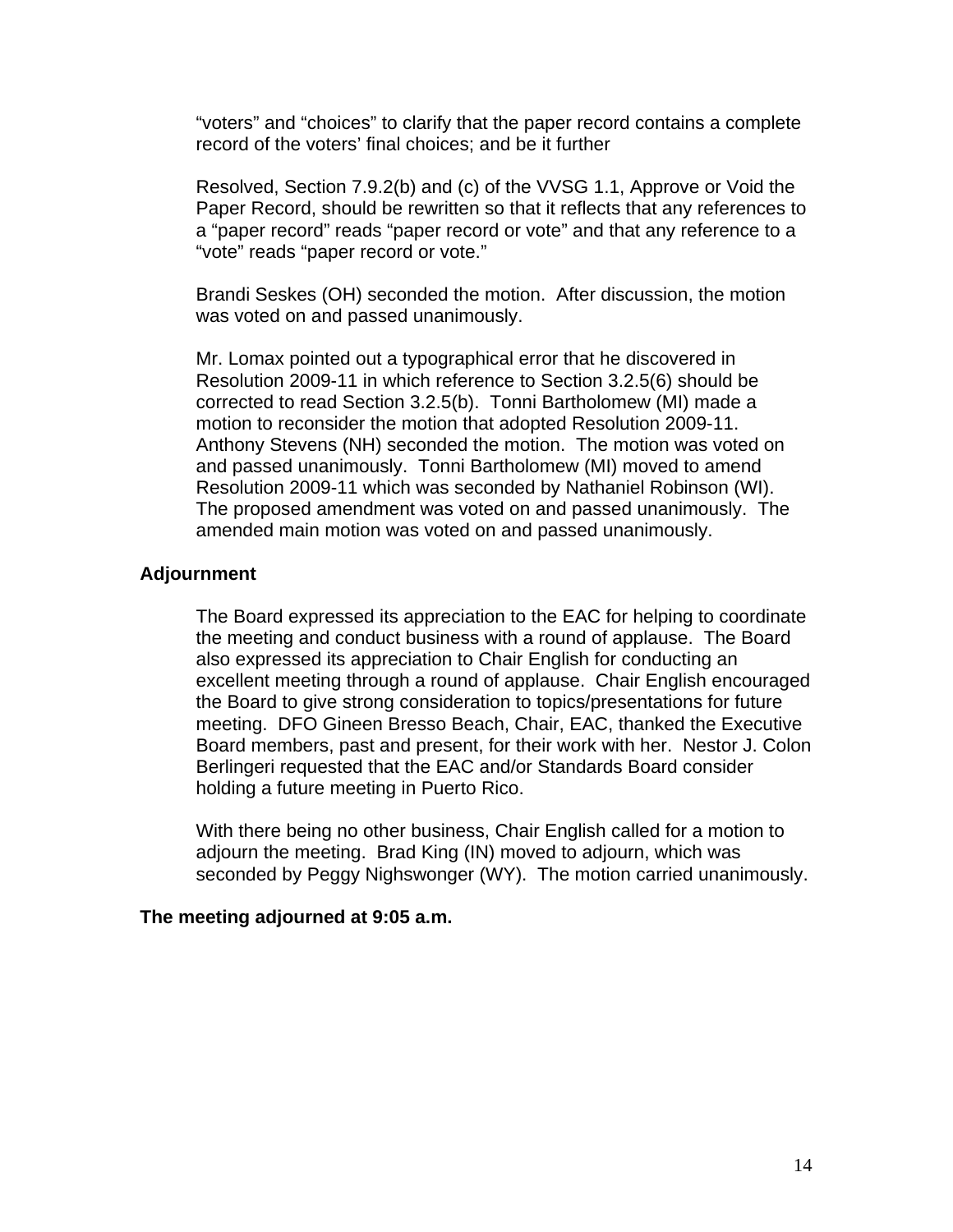"voters" and "choices" to clarify that the paper record contains a complete record of the voters' final choices; and be it further

Resolved, Section 7.9.2(b) and (c) of the VVSG 1.1, Approve or Void the Paper Record, should be rewritten so that it reflects that any references to a "paper record" reads "paper record or vote" and that any reference to a "vote" reads "paper record or vote."

Brandi Seskes (OH) seconded the motion. After discussion, the motion was voted on and passed unanimously.

Mr. Lomax pointed out a typographical error that he discovered in Resolution 2009-11 in which reference to Section 3.2.5(6) should be corrected to read Section 3.2.5(b). Tonni Bartholomew (MI) made a motion to reconsider the motion that adopted Resolution 2009-11. Anthony Stevens (NH) seconded the motion. The motion was voted on and passed unanimously. Tonni Bartholomew (MI) moved to amend Resolution 2009-11 which was seconded by Nathaniel Robinson (WI). The proposed amendment was voted on and passed unanimously. The amended main motion was voted on and passed unanimously.

**Adjournment**

The Board expressed its appreciation to the EAC for helping to coordinate the meeting and conduct business with a round of applause. The Board also expressed its appreciation to Chair English for conducting an excellent meeting through a round of applause. Chair English encouraged the Board to give strong consideration to topics/presentations for future meeting. DFO Gineen Bresso Beach, Chair, EAC, thanked the Executive Board members, past and present, for their work with her. Nestor J. Colon Berlingeri requested that the EAC and/or Standards Board consider holding a future meeting in Puerto Rico.

With there being no other business, Chair English called for a motion to adjourn the meeting. Brad King (IN) moved to adjourn, which was seconded by Peggy Nighswonger (WY). The motion carried unanimously.

**The meeting adjourned at 9:05 a.m.**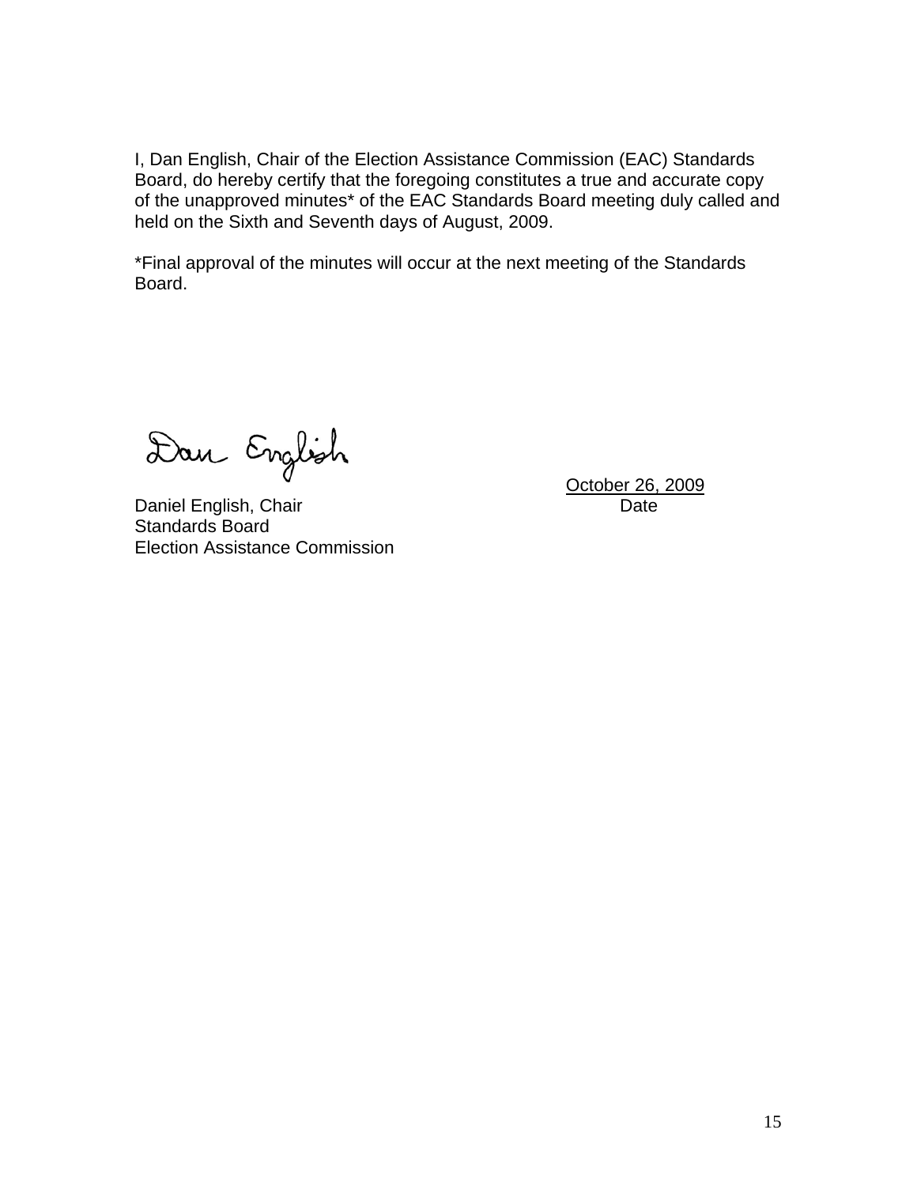I, Dan English, Chair of the Election Assistance Commission (EAC) Standards Board, do hereby certify that the foregoing constitutes a true and accurate copy of the unapproved minutes* of the EAC Standards Board meeting duly called and held on the Sixth and Seventh days of August, 2009.

*Final approval of the minutes will occur at the next meeting of the Standards Board.

Dan English

October 26, 2009

Daniel English, Chair
Standards Board
Election Assistance Commission

Date